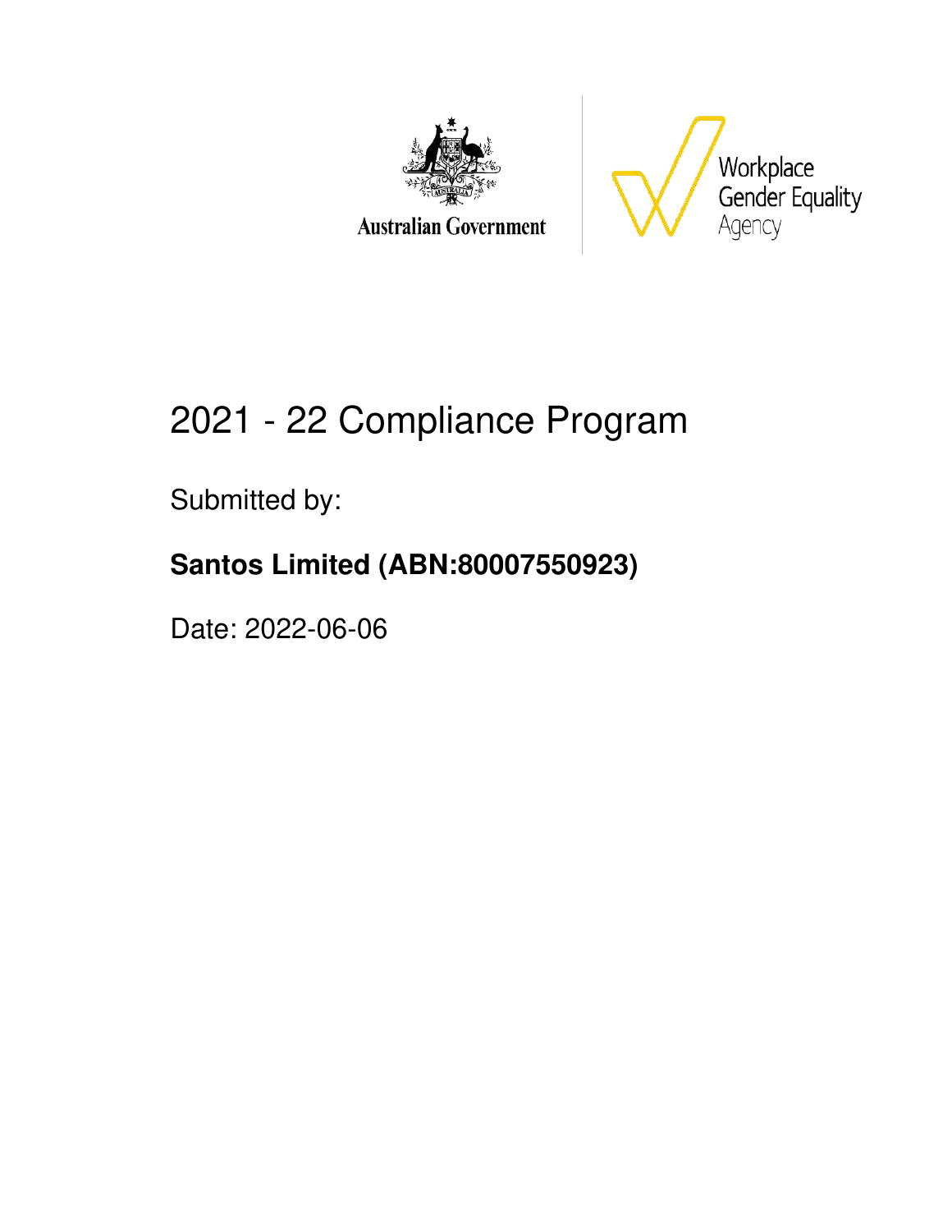Australian Government

Workplace Gender Equality Agency

# 2021 - 22 Compliance Program

Submitted by:

**Santos Limited (ABN:80007550923)**

Date: 2022-06-06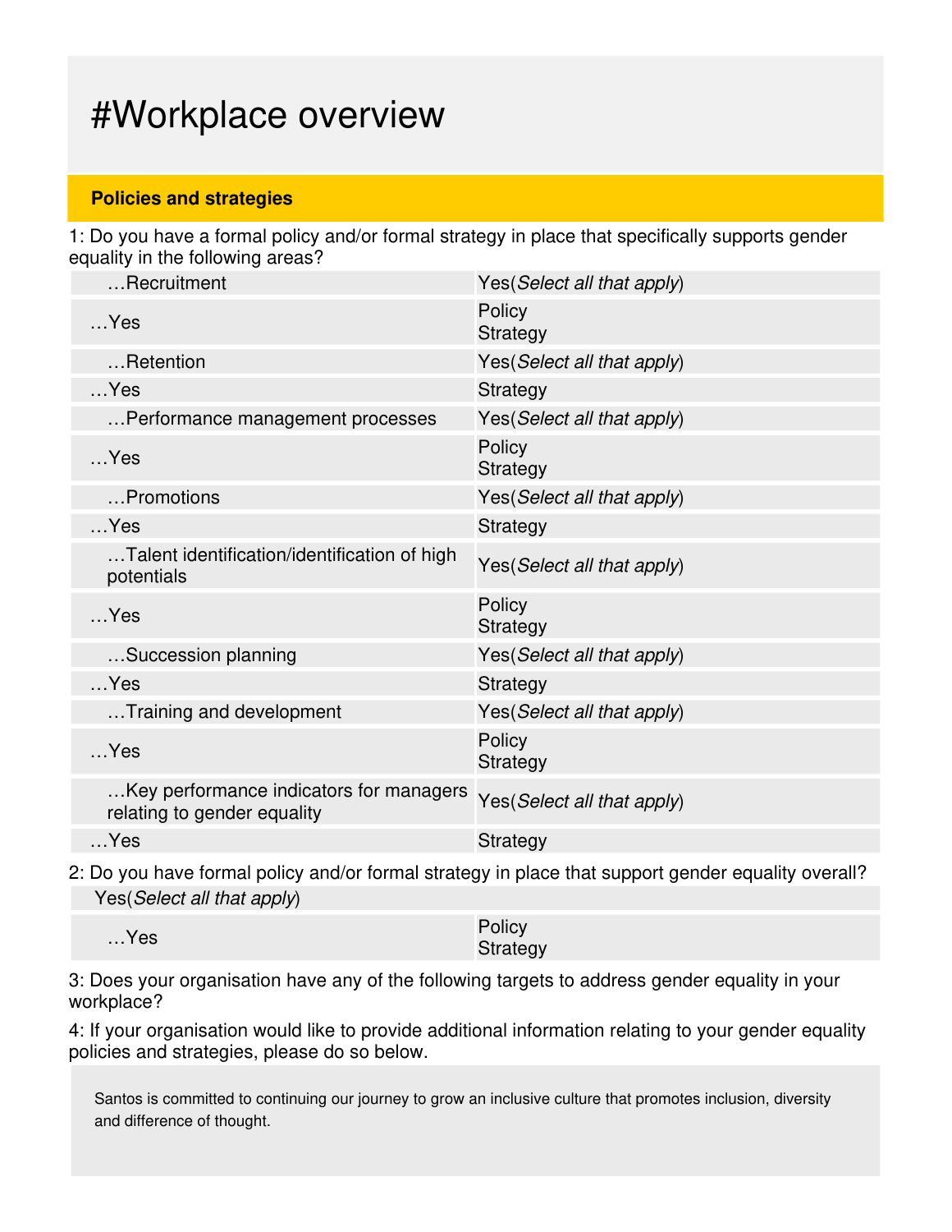# #Workplace overview

## Policies and strategies

1: Do you have a formal policy and/or formal strategy in place that specifically supports gender equality in the following areas?

| | |
|---|---|
| …Recruitment | Yes(*Select all that apply*) |
| …Yes | Policy<br>Strategy |
| …Retention | Yes(*Select all that apply*) |
| …Yes | Strategy |
| …Performance management processes | Yes(*Select all that apply*) |
| …Yes | Policy<br>Strategy |
| …Promotions | Yes(*Select all that apply*) |
| …Yes | Strategy |
| …Talent identification/identification of high potentials | Yes(*Select all that apply*) |
| …Yes | Policy<br>Strategy |
| …Succession planning | Yes(*Select all that apply*) |
| …Yes | Strategy |
| …Training and development | Yes(*Select all that apply*) |
| …Yes | Policy<br>Strategy |
| …Key performance indicators for managers relating to gender equality | Yes(*Select all that apply*) |
| …Yes | Strategy |

2: Do you have formal policy and/or formal strategy in place that support gender equality overall?

| | |
|---|---|
| Yes(*Select all that apply*) | |
| …Yes | Policy<br>Strategy |

3: Does your organisation have any of the following targets to address gender equality in your workplace?

4: If your organisation would like to provide additional information relating to your gender equality policies and strategies, please do so below.

Santos is committed to continuing our journey to grow an inclusive culture that promotes inclusion, diversity and difference of thought.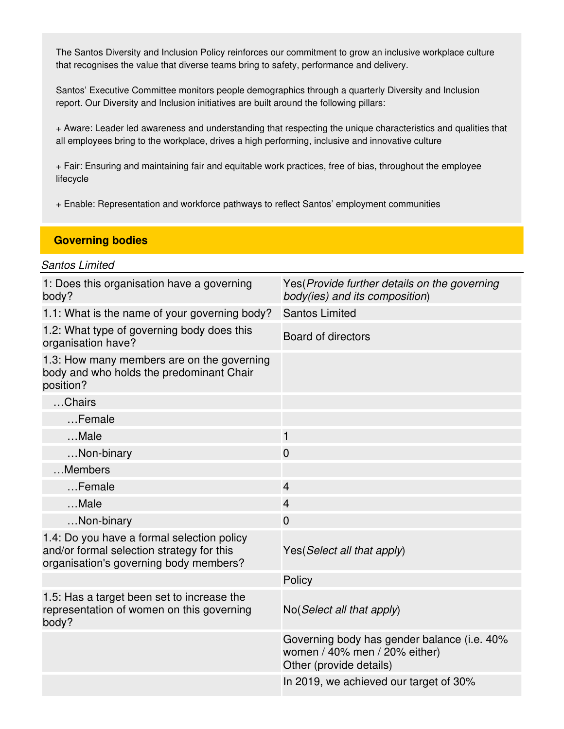The Santos Diversity and Inclusion Policy reinforces our commitment to grow an inclusive workplace culture that recognises the value that diverse teams bring to safety, performance and delivery.

Santos' Executive Committee monitors people demographics through a quarterly Diversity and Inclusion report. Our Diversity and Inclusion initiatives are built around the following pillars:

+ Aware: Leader led awareness and understanding that respecting the unique characteristics and qualities that all employees bring to the workplace, drives a high performing, inclusive and innovative culture

+ Fair: Ensuring and maintaining fair and equitable work practices, free of bias, throughout the employee lifecycle

+ Enable: Representation and workforce pathways to reflect Santos' employment communities

## Governing bodies

*Santos Limited*

| | |
|---|---|
| 1: Does this organisation have a governing body? | Yes(*Provide further details on the governing body(ies) and its composition*) |
| 1.1: What is the name of your governing body? | Santos Limited |
| 1.2: What type of governing body does this organisation have? | Board of directors |
| 1.3: How many members are on the governing body and who holds the predominant Chair position? | |
| …Chairs | |
| …Female | |
| …Male | 1 |
| …Non-binary | 0 |
| …Members | |
| …Female | 4 |
| …Male | 4 |
| …Non-binary | 0 |
| 1.4: Do you have a formal selection policy and/or formal selection strategy for this organisation's governing body members? | Yes(*Select all that apply*) |
| | Policy |
| 1.5: Has a target been set to increase the representation of women on this governing body? | No(*Select all that apply*) |
| | Governing body has gender balance (i.e. 40% women / 40% men / 20% either)<br>Other (provide details) |
| | In 2019, we achieved our target of 30% |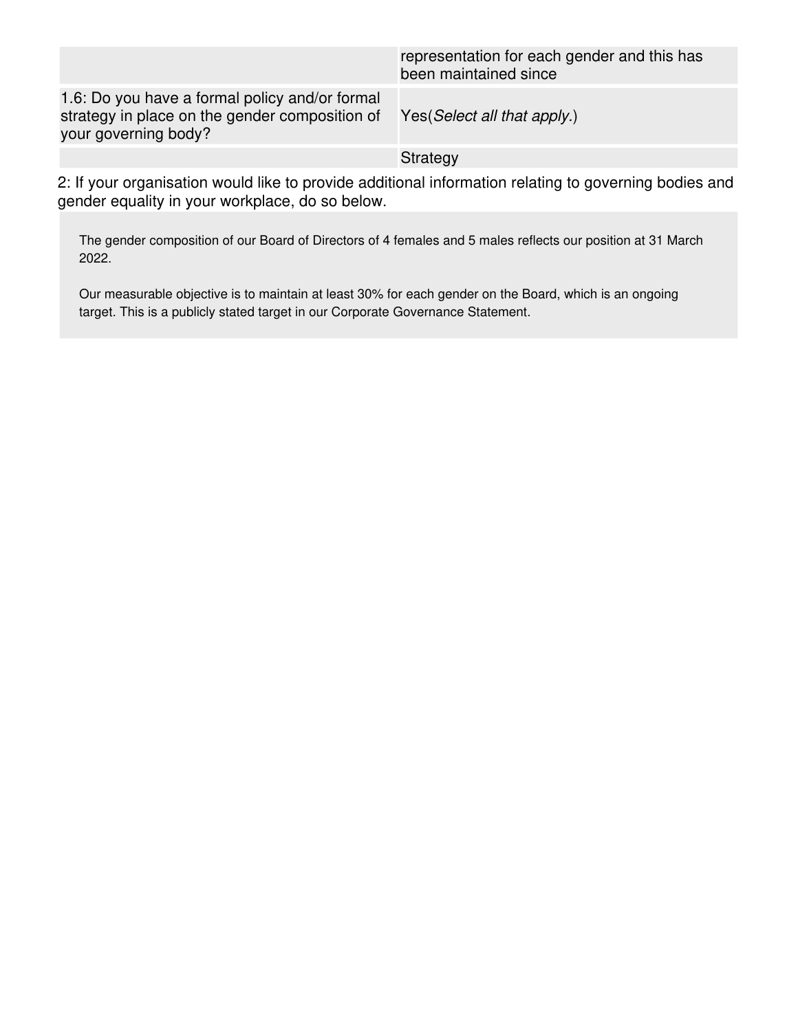| | |
|---|---|
| | representation for each gender and this has been maintained since |
| 1.6: Do you have a formal policy and/or formal strategy in place on the gender composition of your governing body? | Yes(*Select all that apply.*) |
| | Strategy |

2: If your organisation would like to provide additional information relating to governing bodies and gender equality in your workplace, do so below.

The gender composition of our Board of Directors of 4 females and 5 males reflects our position at 31 March 2022.

Our measurable objective is to maintain at least 30% for each gender on the Board, which is an ongoing target. This is a publicly stated target in our Corporate Governance Statement.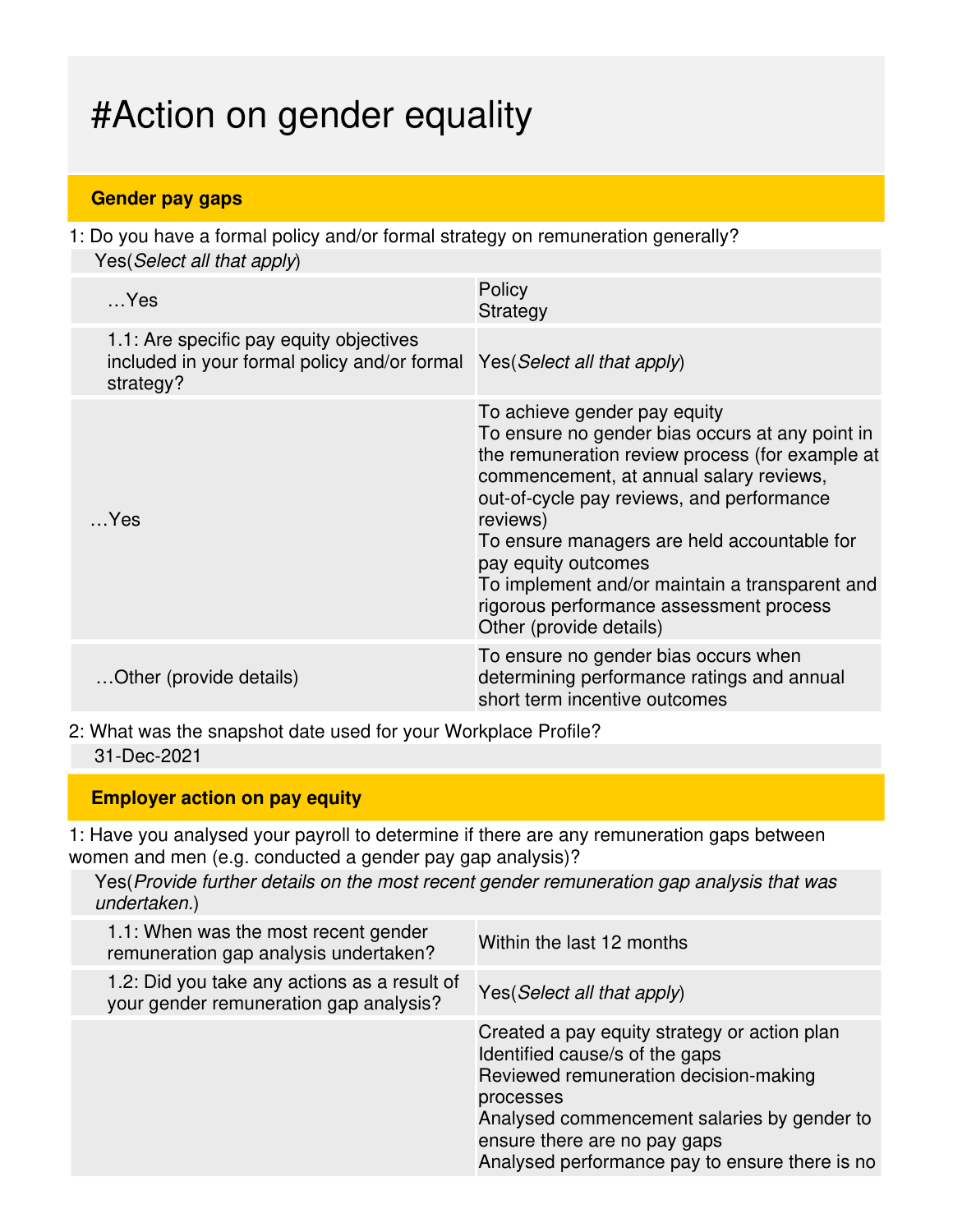# #Action on gender equality

## Gender pay gaps

1: Do you have a formal policy and/or formal strategy on remuneration generally?

Yes(*Select all that apply*)

| | |
|---|---|
| …Yes | Policy<br>Strategy |
| 1.1: Are specific pay equity objectives included in your formal policy and/or formal strategy? | Yes(*Select all that apply*) |
| …Yes | To achieve gender pay equity<br>To ensure no gender bias occurs at any point in the remuneration review process (for example at commencement, at annual salary reviews, out-of-cycle pay reviews, and performance reviews)<br>To ensure managers are held accountable for pay equity outcomes<br>To implement and/or maintain a transparent and rigorous performance assessment process<br>Other (provide details) |
| …Other (provide details) | To ensure no gender bias occurs when determining performance ratings and annual short term incentive outcomes |

2: What was the snapshot date used for your Workplace Profile?

31-Dec-2021

## Employer action on pay equity

1: Have you analysed your payroll to determine if there are any remuneration gaps between women and men (e.g. conducted a gender pay gap analysis)?

Yes(*Provide further details on the most recent gender remuneration gap analysis that was undertaken.*)

| | |
|---|---|
| 1.1: When was the most recent gender remuneration gap analysis undertaken? | Within the last 12 months |
| 1.2: Did you take any actions as a result of your gender remuneration gap analysis? | Yes(*Select all that apply*) |
| | Created a pay equity strategy or action plan<br>Identified cause/s of the gaps<br>Reviewed remuneration decision-making processes<br>Analysed commencement salaries by gender to ensure there are no pay gaps<br>Analysed performance pay to ensure there is no |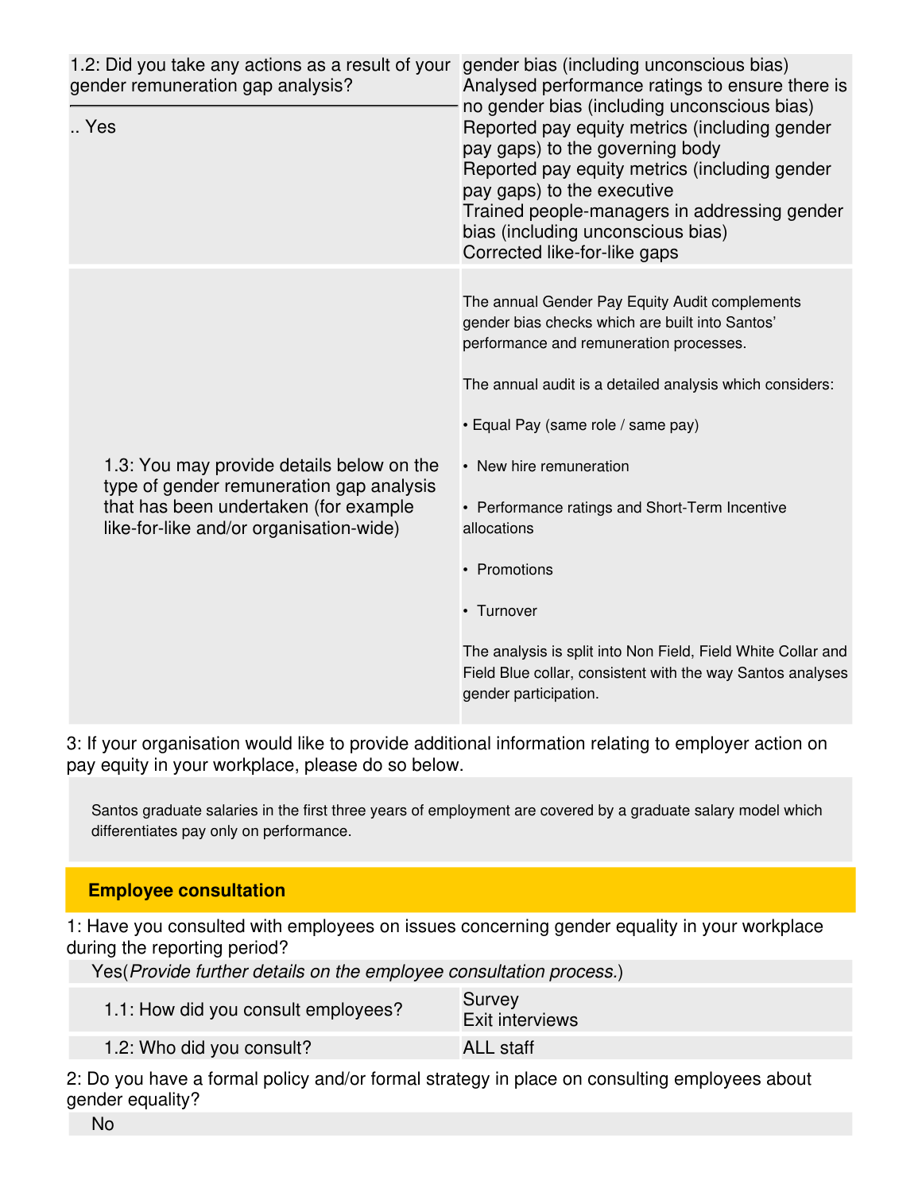| 1.2: Did you take any actions as a result of your gender remuneration gap analysis?<br><br>.. Yes | gender bias (including unconscious bias)<br>Analysed performance ratings to ensure there is no gender bias (including unconscious bias)<br>Reported pay equity metrics (including gender pay gaps) to the governing body<br>Reported pay equity metrics (including gender pay gaps) to the executive<br>Trained people-managers in addressing gender bias (including unconscious bias)<br>Corrected like-for-like gaps |
|---|---|
| 1.3: You may provide details below on the type of gender remuneration gap analysis that has been undertaken (for example like-for-like and/or organisation-wide) | The annual Gender Pay Equity Audit complements gender bias checks which are built into Santos' performance and remuneration processes.<br><br>The annual audit is a detailed analysis which considers:<br><br>• Equal Pay (same role / same pay)<br><br>• New hire remuneration<br><br>• Performance ratings and Short-Term Incentive allocations<br><br>• Promotions<br><br>• Turnover<br><br>The analysis is split into Non Field, Field White Collar and Field Blue collar, consistent with the way Santos analyses gender participation. |

3: If your organisation would like to provide additional information relating to employer action on pay equity in your workplace, please do so below.

Santos graduate salaries in the first three years of employment are covered by a graduate salary model which differentiates pay only on performance.

## Employee consultation

1: Have you consulted with employees on issues concerning gender equality in your workplace during the reporting period?

Yes(*Provide further details on the employee consultation process.*)

| 1.1: How did you consult employees? | Survey<br>Exit interviews |
|---|---|
| 1.2: Who did you consult? | ALL staff |

2: Do you have a formal policy and/or formal strategy in place on consulting employees about gender equality?

No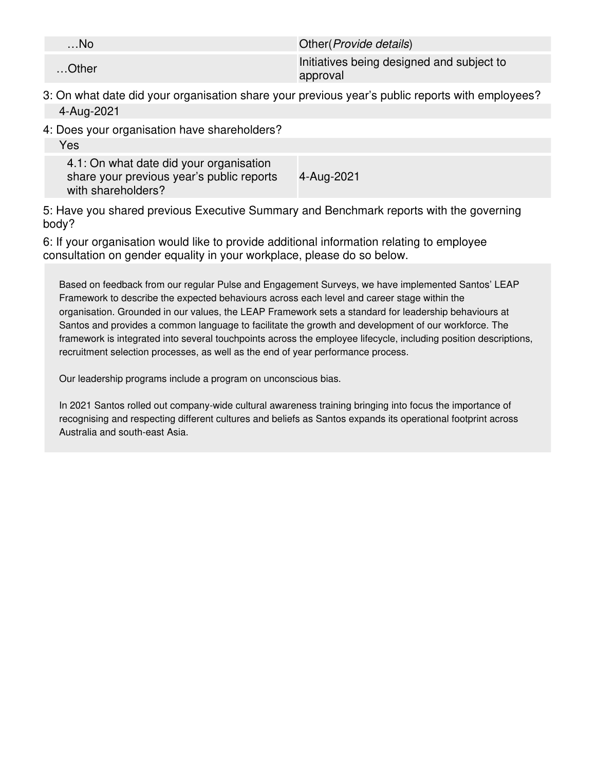| …No | Other(*Provide details*) |
|---|---|
| …Other | Initiatives being designed and subject to approval |

3: On what date did your organisation share your previous year's public reports with employees?

4-Aug-2021

4: Does your organisation have shareholders?

Yes

| 4.1: On what date did your organisation share your previous year's public reports with shareholders? | 4-Aug-2021 |
|---|---|

5: Have you shared previous Executive Summary and Benchmark reports with the governing body?

6: If your organisation would like to provide additional information relating to employee consultation on gender equality in your workplace, please do so below.

Based on feedback from our regular Pulse and Engagement Surveys, we have implemented Santos' LEAP Framework to describe the expected behaviours across each level and career stage within the organisation. Grounded in our values, the LEAP Framework sets a standard for leadership behaviours at Santos and provides a common language to facilitate the growth and development of our workforce. The framework is integrated into several touchpoints across the employee lifecycle, including position descriptions, recruitment selection processes, as well as the end of year performance process.

Our leadership programs include a program on unconscious bias.

In 2021 Santos rolled out company-wide cultural awareness training bringing into focus the importance of recognising and respecting different cultures and beliefs as Santos expands its operational footprint across Australia and south-east Asia.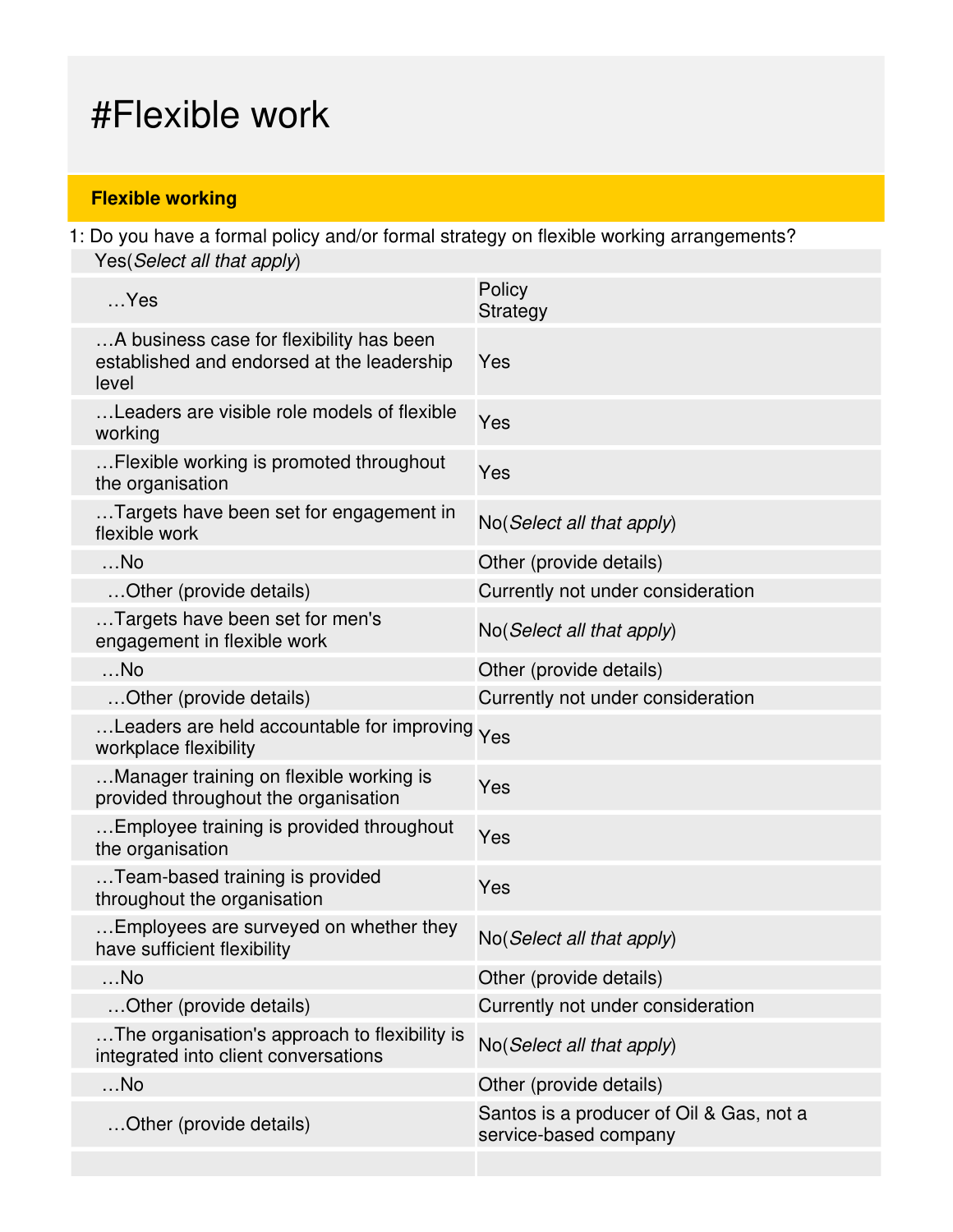# #Flexible work

## Flexible working

1: Do you have a formal policy and/or formal strategy on flexible working arrangements?

Yes(*Select all that apply*)

| | |
|---|---|
| …Yes | Policy<br>Strategy |
| …A business case for flexibility has been established and endorsed at the leadership level | Yes |
| …Leaders are visible role models of flexible working | Yes |
| …Flexible working is promoted throughout the organisation | Yes |
| …Targets have been set for engagement in flexible work | No(*Select all that apply*) |
| …No | Other (provide details) |
| …Other (provide details) | Currently not under consideration |
| …Targets have been set for men's engagement in flexible work | No(*Select all that apply*) |
| …No | Other (provide details) |
| …Other (provide details) | Currently not under consideration |
| …Leaders are held accountable for improving workplace flexibility | Yes |
| …Manager training on flexible working is provided throughout the organisation | Yes |
| …Employee training is provided throughout the organisation | Yes |
| …Team-based training is provided throughout the organisation | Yes |
| …Employees are surveyed on whether they have sufficient flexibility | No(*Select all that apply*) |
| …No | Other (provide details) |
| …Other (provide details) | Currently not under consideration |
| …The organisation's approach to flexibility is integrated into client conversations | No(*Select all that apply*) |
| …No | Other (provide details) |
| …Other (provide details) | Santos is a producer of Oil & Gas, not a service-based company |
| | |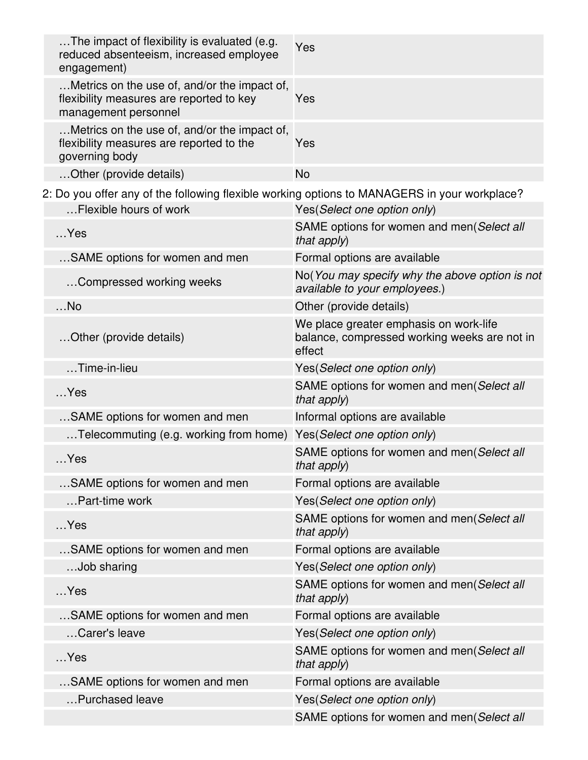| | |
|---|---|
| …The impact of flexibility is evaluated (e.g. reduced absenteeism, increased employee engagement) | Yes |
| …Metrics on the use of, and/or the impact of, flexibility measures are reported to key management personnel | Yes |
| …Metrics on the use of, and/or the impact of, flexibility measures are reported to the governing body | Yes |
| …Other (provide details) | No |

2: Do you offer any of the following flexible working options to MANAGERS in your workplace?

| | |
|---|---|
| …Flexible hours of work | Yes(*Select one option only*) |
| …Yes | SAME options for women and men(*Select all that apply*) |
| …SAME options for women and men | Formal options are available |
| …Compressed working weeks | No(*You may specify why the above option is not available to your employees.*) |
| …No | Other (provide details) |
| …Other (provide details) | We place greater emphasis on work-life balance, compressed working weeks are not in effect |
| …Time-in-lieu | Yes(*Select one option only*) |
| …Yes | SAME options for women and men(*Select all that apply*) |
| …SAME options for women and men | Informal options are available |
| …Telecommuting (e.g. working from home) | Yes(*Select one option only*) |
| …Yes | SAME options for women and men(*Select all that apply*) |
| …SAME options for women and men | Formal options are available |
| …Part-time work | Yes(*Select one option only*) |
| …Yes | SAME options for women and men(*Select all that apply*) |
| …SAME options for women and men | Formal options are available |
| …Job sharing | Yes(*Select one option only*) |
| …Yes | SAME options for women and men(*Select all that apply*) |
| …SAME options for women and men | Formal options are available |
| …Carer's leave | Yes(*Select one option only*) |
| …Yes | SAME options for women and men(*Select all that apply*) |
| …SAME options for women and men | Formal options are available |
| …Purchased leave | Yes(*Select one option only*) |
| | SAME options for women and men(*Select all |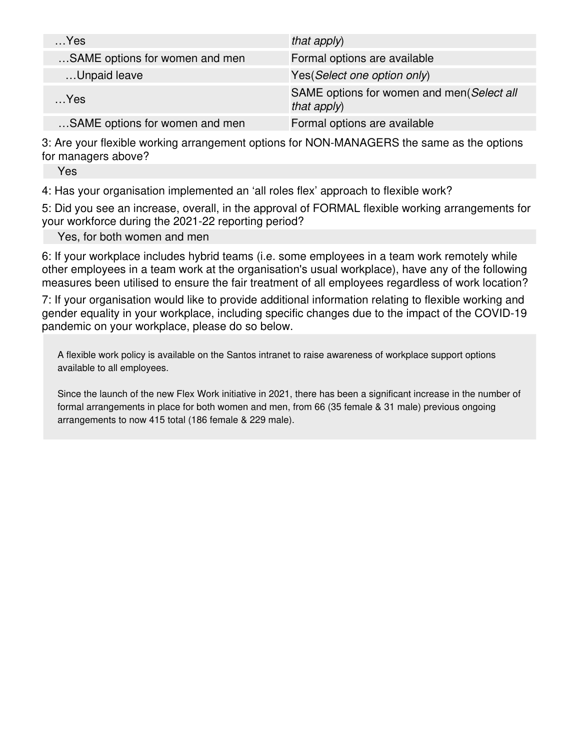| | |
|---|---|
| …Yes | *that apply*) |
| …SAME options for women and men | Formal options are available |
| …Unpaid leave | Yes(*Select one option only*) |
| …Yes | SAME options for women and men(*Select all that apply*) |
| …SAME options for women and men | Formal options are available |

3: Are your flexible working arrangement options for NON-MANAGERS the same as the options for managers above?

Yes

4: Has your organisation implemented an 'all roles flex' approach to flexible work?

5: Did you see an increase, overall, in the approval of FORMAL flexible working arrangements for your workforce during the 2021-22 reporting period?

Yes, for both women and men

6: If your workplace includes hybrid teams (i.e. some employees in a team work remotely while other employees in a team work at the organisation's usual workplace), have any of the following measures been utilised to ensure the fair treatment of all employees regardless of work location?

7: If your organisation would like to provide additional information relating to flexible working and gender equality in your workplace, including specific changes due to the impact of the COVID-19 pandemic on your workplace, please do so below.

A flexible work policy is available on the Santos intranet to raise awareness of workplace support options available to all employees.

Since the launch of the new Flex Work initiative in 2021, there has been a significant increase in the number of formal arrangements in place for both women and men, from 66 (35 female & 31 male) previous ongoing arrangements to now 415 total (186 female & 229 male).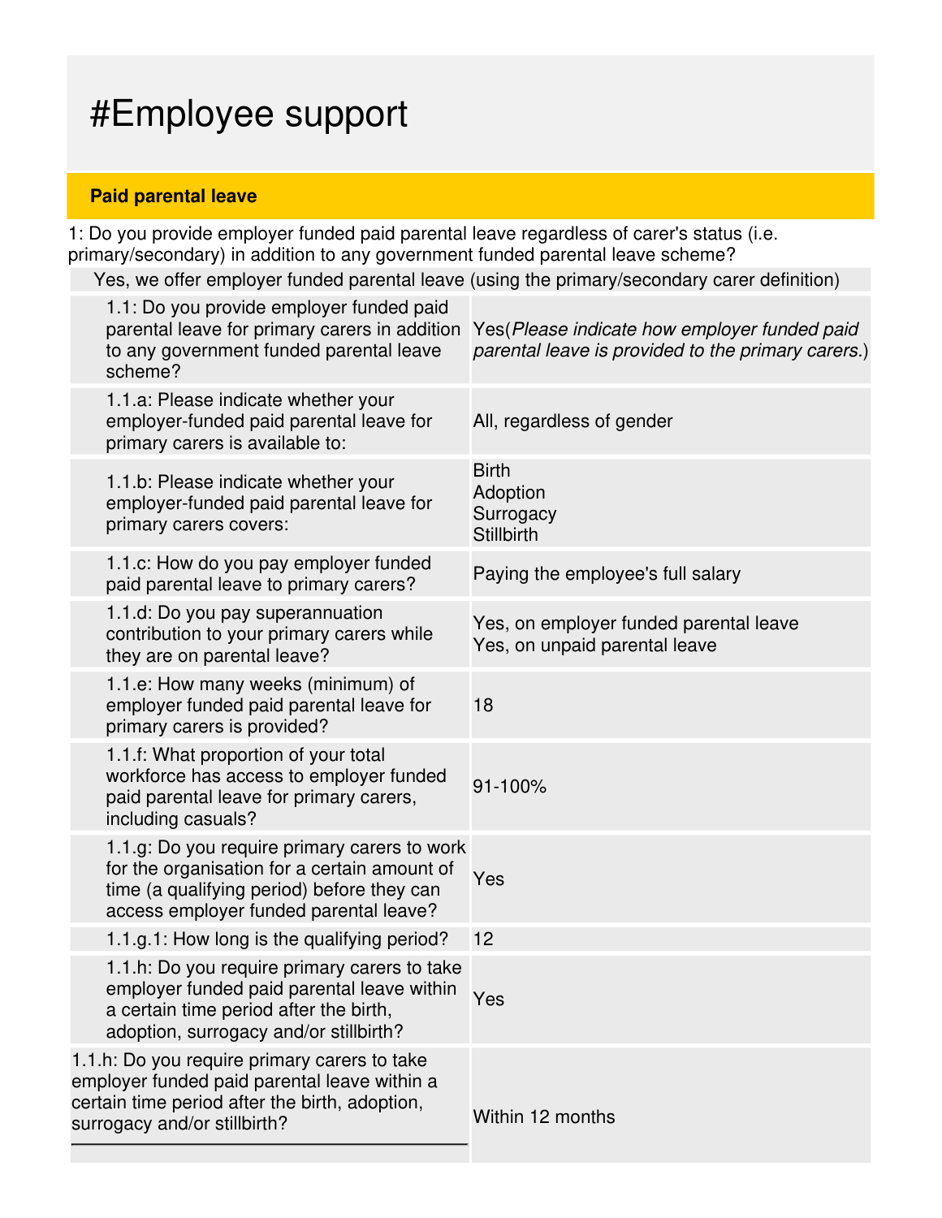# #Employee support

## Paid parental leave

1: Do you provide employer funded paid parental leave regardless of carer's status (i.e. primary/secondary) in addition to any government funded parental leave scheme?

Yes, we offer employer funded parental leave (using the primary/secondary carer definition)

| | |
|---|---|
| 1.1: Do you provide employer funded paid parental leave for primary carers in addition to any government funded parental leave scheme? | Yes(*Please indicate how employer funded paid parental leave is provided to the primary carers.*) |
| 1.1.a: Please indicate whether your employer-funded paid parental leave for primary carers is available to: | All, regardless of gender |
| 1.1.b: Please indicate whether your employer-funded paid parental leave for primary carers covers: | Birth<br>Adoption<br>Surrogacy<br>Stillbirth |
| 1.1.c: How do you pay employer funded paid parental leave to primary carers? | Paying the employee's full salary |
| 1.1.d: Do you pay superannuation contribution to your primary carers while they are on parental leave? | Yes, on employer funded parental leave<br>Yes, on unpaid parental leave |
| 1.1.e: How many weeks (minimum) of employer funded paid parental leave for primary carers is provided? | 18 |
| 1.1.f: What proportion of your total workforce has access to employer funded paid parental leave for primary carers, including casuals? | 91-100% |
| 1.1.g: Do you require primary carers to work for the organisation for a certain amount of time (a qualifying period) before they can access employer funded parental leave? | Yes |
| 1.1.g.1: How long is the qualifying period? | 12 |
| 1.1.h: Do you require primary carers to take employer funded paid parental leave within a certain time period after the birth, adoption, surrogacy and/or stillbirth? | Yes |
| 1.1.h: Do you require primary carers to take employer funded paid parental leave within a certain time period after the birth, adoption, surrogacy and/or stillbirth? | Within 12 months |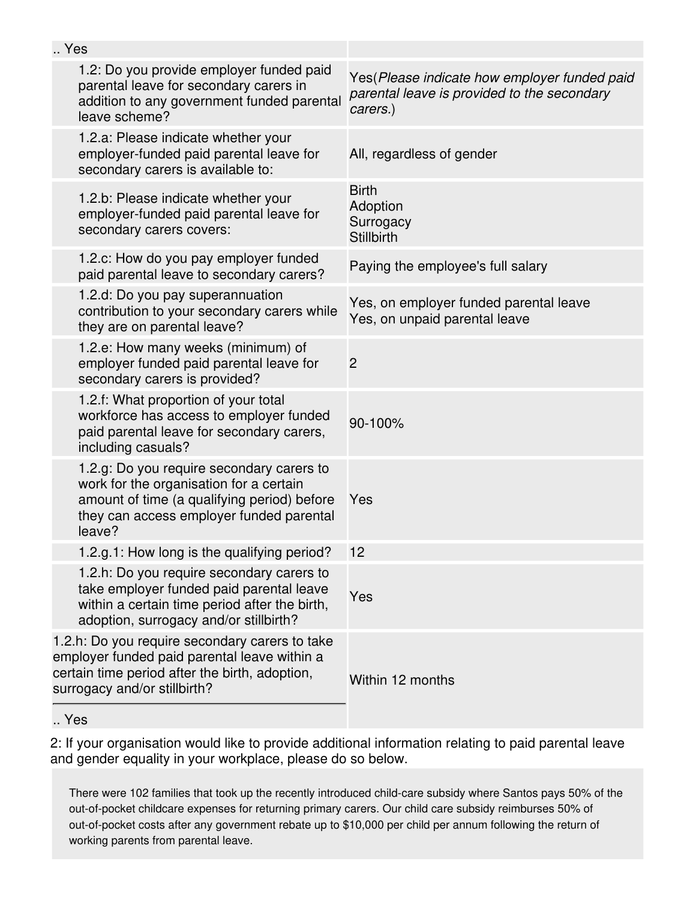| .. Yes | |
|---|---|
| 1.2: Do you provide employer funded paid parental leave for secondary carers in addition to any government funded parental leave scheme? | Yes(*Please indicate how employer funded paid parental leave is provided to the secondary carers.*) |
| 1.2.a: Please indicate whether your employer-funded paid parental leave for secondary carers is available to: | All, regardless of gender |
| 1.2.b: Please indicate whether your employer-funded paid parental leave for secondary carers covers: | Birth<br>Adoption<br>Surrogacy<br>Stillbirth |
| 1.2.c: How do you pay employer funded paid parental leave to secondary carers? | Paying the employee's full salary |
| 1.2.d: Do you pay superannuation contribution to your secondary carers while they are on parental leave? | Yes, on employer funded parental leave<br>Yes, on unpaid parental leave |
| 1.2.e: How many weeks (minimum) of employer funded paid parental leave for secondary carers is provided? | 2 |
| 1.2.f: What proportion of your total workforce has access to employer funded paid parental leave for secondary carers, including casuals? | 90-100% |
| 1.2.g: Do you require secondary carers to work for the organisation for a certain amount of time (a qualifying period) before they can access employer funded parental leave? | Yes |
| 1.2.g.1: How long is the qualifying period? | 12 |
| 1.2.h: Do you require secondary carers to take employer funded paid parental leave within a certain time period after the birth, adoption, surrogacy and/or stillbirth? | Yes |
| 1.2.h: Do you require secondary carers to take employer funded paid parental leave within a certain time period after the birth, adoption, surrogacy and/or stillbirth?<br>.. Yes | Within 12 months |

2: If your organisation would like to provide additional information relating to paid parental leave and gender equality in your workplace, please do so below.

There were 102 families that took up the recently introduced child-care subsidy where Santos pays 50% of the out-of-pocket childcare expenses for returning primary carers. Our child care subsidy reimburses 50% of out-of-pocket costs after any government rebate up to $10,000 per child per annum following the return of working parents from parental leave.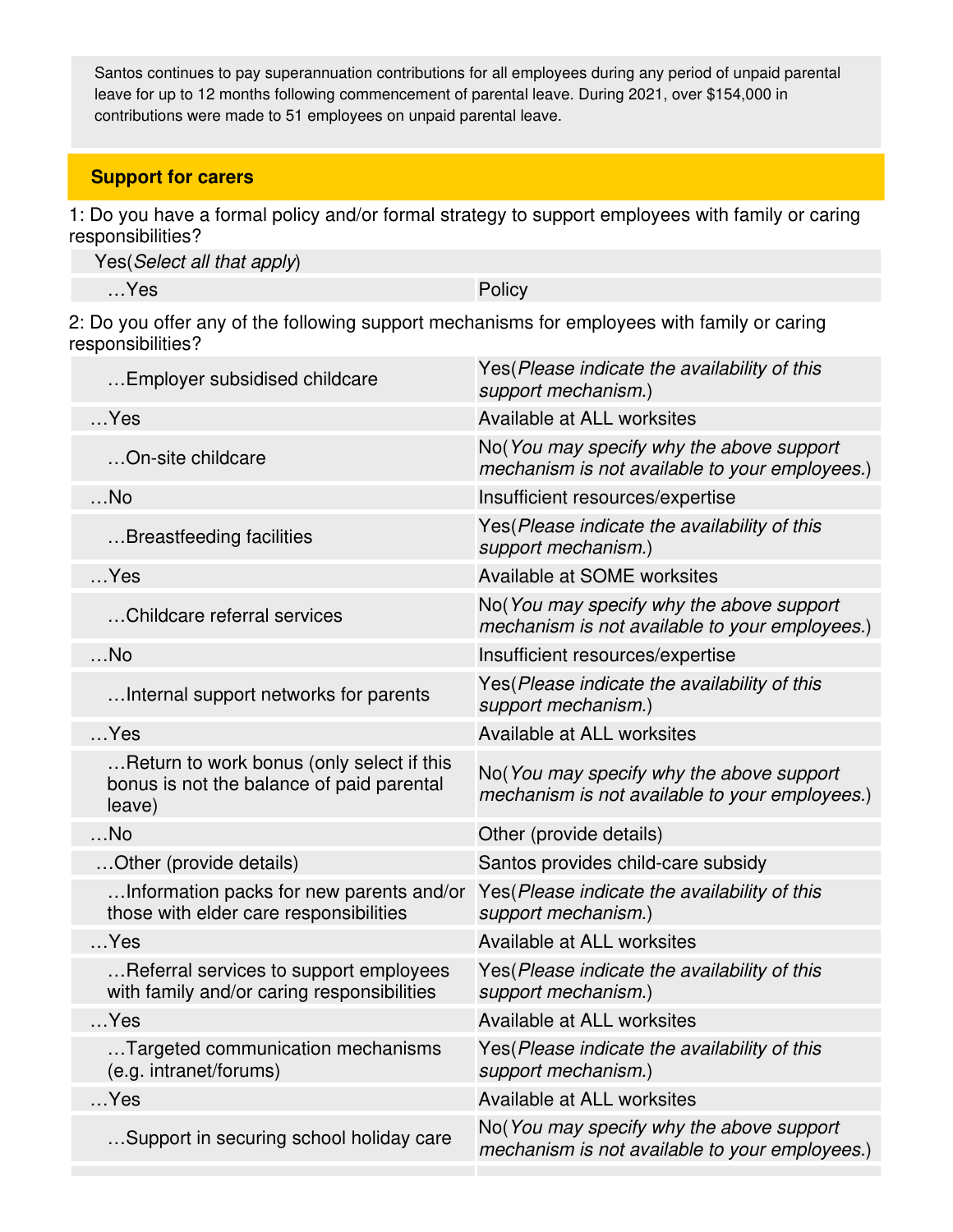Santos continues to pay superannuation contributions for all employees during any period of unpaid parental leave for up to 12 months following commencement of parental leave. During 2021, over $154,000 in contributions were made to 51 employees on unpaid parental leave.

## Support for carers

1: Do you have a formal policy and/or formal strategy to support employees with family or caring responsibilities?

| | |
|---|---|
| Yes(*Select all that apply*) | |
| …Yes | Policy |

2: Do you offer any of the following support mechanisms for employees with family or caring responsibilities?

| | |
|---|---|
| …Employer subsidised childcare | Yes(*Please indicate the availability of this support mechanism.*) |
| …Yes | Available at ALL worksites |
| …On-site childcare | No(*You may specify why the above support mechanism is not available to your employees.*) |
| …No | Insufficient resources/expertise |
| …Breastfeeding facilities | Yes(*Please indicate the availability of this support mechanism.*) |
| …Yes | Available at SOME worksites |
| …Childcare referral services | No(*You may specify why the above support mechanism is not available to your employees.*) |
| …No | Insufficient resources/expertise |
| …Internal support networks for parents | Yes(*Please indicate the availability of this support mechanism.*) |
| …Yes | Available at ALL worksites |
| …Return to work bonus (only select if this bonus is not the balance of paid parental leave) | No(*You may specify why the above support mechanism is not available to your employees.*) |
| …No | Other (provide details) |
| …Other (provide details) | Santos provides child-care subsidy |
| …Information packs for new parents and/or those with elder care responsibilities | Yes(*Please indicate the availability of this support mechanism.*) |
| …Yes | Available at ALL worksites |
| …Referral services to support employees with family and/or caring responsibilities | Yes(*Please indicate the availability of this support mechanism.*) |
| …Yes | Available at ALL worksites |
| …Targeted communication mechanisms (e.g. intranet/forums) | Yes(*Please indicate the availability of this support mechanism.*) |
| …Yes | Available at ALL worksites |
| …Support in securing school holiday care | No(*You may specify why the above support mechanism is not available to your employees.*) |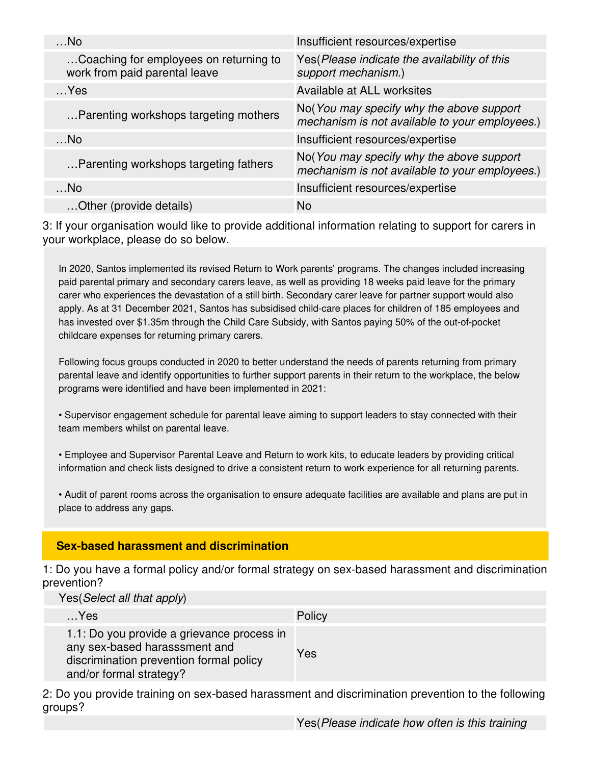| | |
|---|---|
| …No | Insufficient resources/expertise |
| …Coaching for employees on returning to work from paid parental leave | Yes(*Please indicate the availability of this support mechanism.*) |
| …Yes | Available at ALL worksites |
| …Parenting workshops targeting mothers | No(*You may specify why the above support mechanism is not available to your employees.*) |
| …No | Insufficient resources/expertise |
| …Parenting workshops targeting fathers | No(*You may specify why the above support mechanism is not available to your employees.*) |
| …No | Insufficient resources/expertise |
| …Other (provide details) | No |

3: If your organisation would like to provide additional information relating to support for carers in your workplace, please do so below.

In 2020, Santos implemented its revised Return to Work parents' programs. The changes included increasing paid parental primary and secondary carers leave, as well as providing 18 weeks paid leave for the primary carer who experiences the devastation of a still birth. Secondary carer leave for partner support would also apply. As at 31 December 2021, Santos has subsidised child-care places for children of 185 employees and has invested over $1.35m through the Child Care Subsidy, with Santos paying 50% of the out-of-pocket childcare expenses for returning primary carers.

Following focus groups conducted in 2020 to better understand the needs of parents returning from primary parental leave and identify opportunities to further support parents in their return to the workplace, the below programs were identified and have been implemented in 2021:

• Supervisor engagement schedule for parental leave aiming to support leaders to stay connected with their team members whilst on parental leave.

• Employee and Supervisor Parental Leave and Return to work kits, to educate leaders by providing critical information and check lists designed to drive a consistent return to work experience for all returning parents.

• Audit of parent rooms across the organisation to ensure adequate facilities are available and plans are put in place to address any gaps.

## Sex-based harassment and discrimination

1: Do you have a formal policy and/or formal strategy on sex-based harassment and discrimination prevention?

Yes(*Select all that apply*)

| | |
|---|---|
| …Yes | Policy |
| 1.1: Do you provide a grievance process in any sex-based harasssment and discrimination prevention formal policy and/or formal strategy? | Yes |

2: Do you provide training on sex-based harassment and discrimination prevention to the following groups?

| | |
|---|---|
| | Yes(*Please indicate how often is this training* |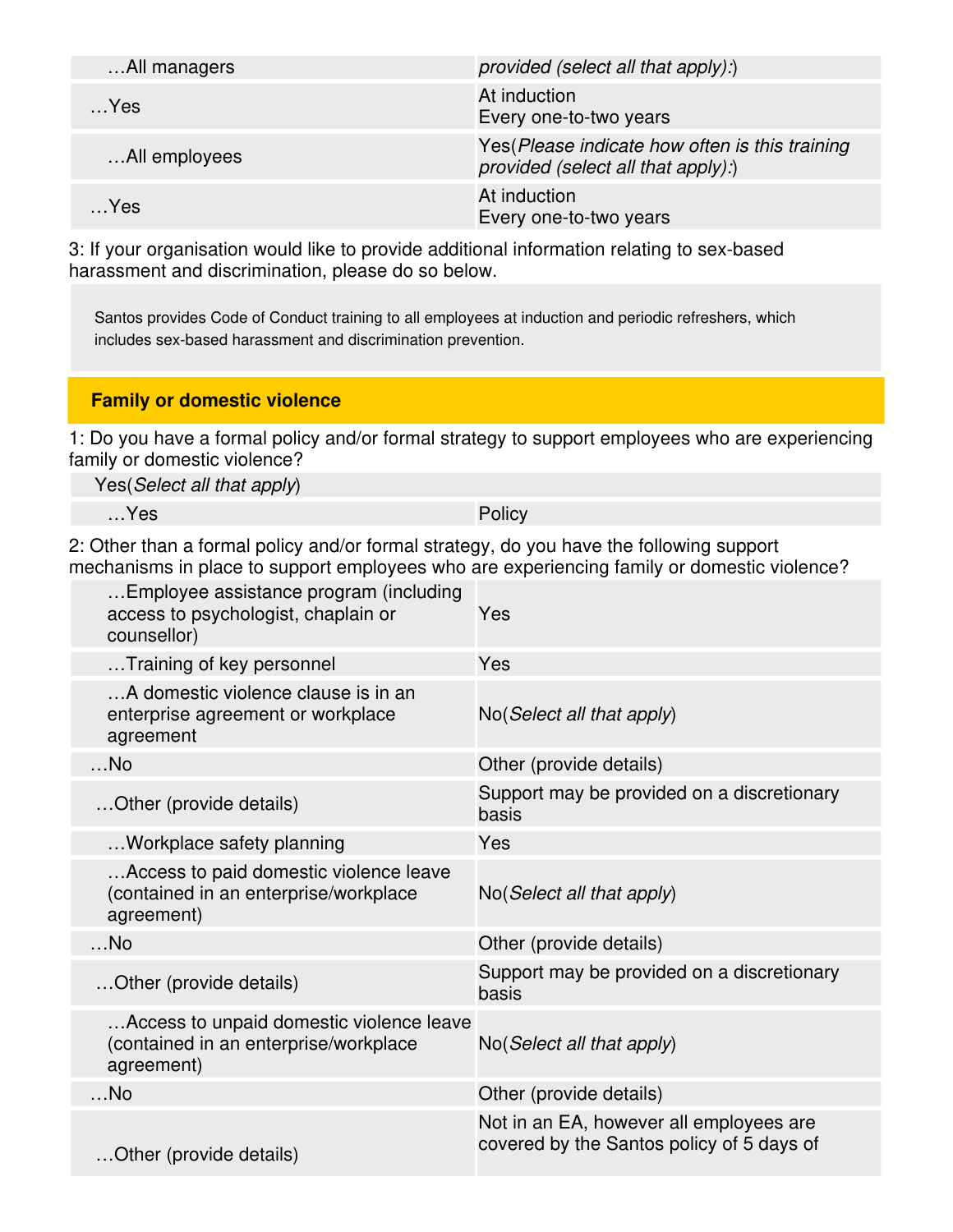| | |
|---|---|
| …All managers | *provided (select all that apply):*) |
| …Yes | At induction<br>Every one-to-two years |
| …All employees | Yes(*Please indicate how often is this training provided (select all that apply):*) |
| …Yes | At induction<br>Every one-to-two years |

3: If your organisation would like to provide additional information relating to sex-based harassment and discrimination, please do so below.

Santos provides Code of Conduct training to all employees at induction and periodic refreshers, which includes sex-based harassment and discrimination prevention.

## Family or domestic violence

1: Do you have a formal policy and/or formal strategy to support employees who are experiencing family or domestic violence?

| Yes(*Select all that apply*) | |
|---|---|
| …Yes | Policy |

2: Other than a formal policy and/or formal strategy, do you have the following support mechanisms in place to support employees who are experiencing family or domestic violence?

| | |
|---|---|
| …Employee assistance program (including access to psychologist, chaplain or counsellor) | Yes |
| …Training of key personnel | Yes |
| …A domestic violence clause is in an enterprise agreement or workplace agreement | No(*Select all that apply*) |
| …No | Other (provide details) |
| …Other (provide details) | Support may be provided on a discretionary basis |
| …Workplace safety planning | Yes |
| …Access to paid domestic violence leave (contained in an enterprise/workplace agreement) | No(*Select all that apply*) |
| …No | Other (provide details) |
| …Other (provide details) | Support may be provided on a discretionary basis |
| …Access to unpaid domestic violence leave (contained in an enterprise/workplace agreement) | No(*Select all that apply*) |
| …No | Other (provide details) |
| …Other (provide details) | Not in an EA, however all employees are covered by the Santos policy of 5 days of |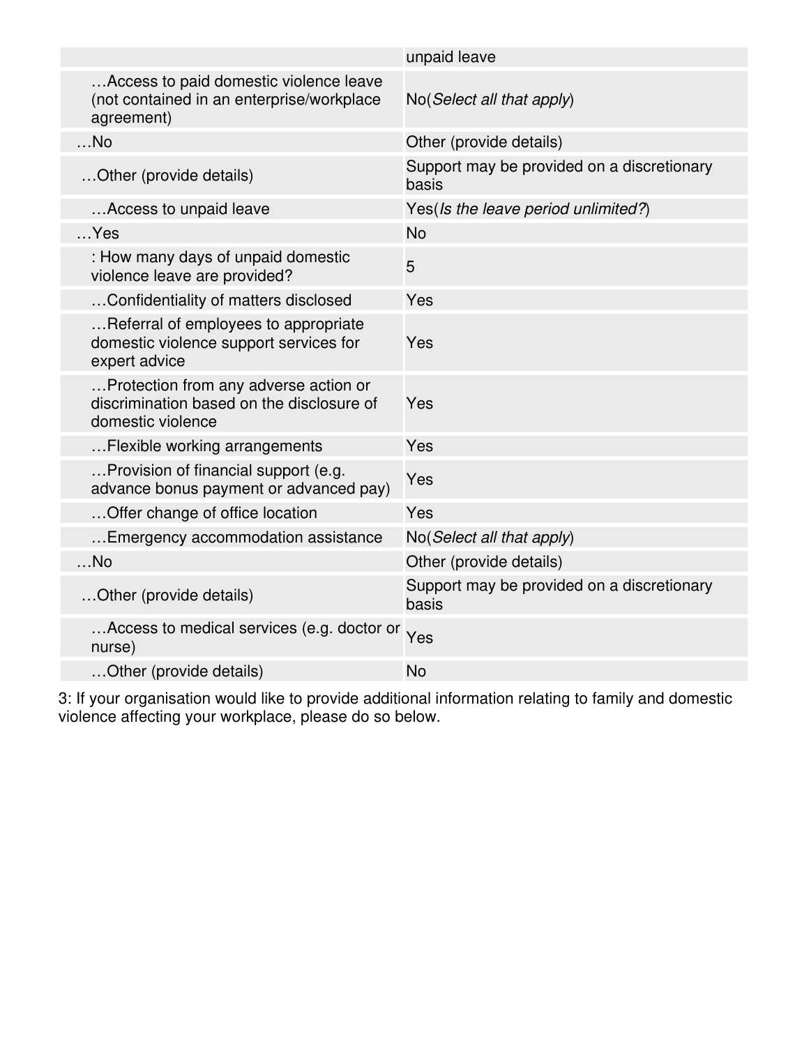| | |
|---|---|
| | unpaid leave |
| …Access to paid domestic violence leave (not contained in an enterprise/workplace agreement) | No(*Select all that apply*) |
| …No | Other (provide details) |
| …Other (provide details) | Support may be provided on a discretionary basis |
| …Access to unpaid leave | Yes(*Is the leave period unlimited?*) |
| …Yes | No |
| : How many days of unpaid domestic violence leave are provided? | 5 |
| …Confidentiality of matters disclosed | Yes |
| …Referral of employees to appropriate domestic violence support services for expert advice | Yes |
| …Protection from any adverse action or discrimination based on the disclosure of domestic violence | Yes |
| …Flexible working arrangements | Yes |
| …Provision of financial support (e.g. advance bonus payment or advanced pay) | Yes |
| …Offer change of office location | Yes |
| …Emergency accommodation assistance | No(*Select all that apply*) |
| …No | Other (provide details) |
| …Other (provide details) | Support may be provided on a discretionary basis |
| …Access to medical services (e.g. doctor or nurse) | Yes |
| …Other (provide details) | No |

3: If your organisation would like to provide additional information relating to family and domestic violence affecting your workplace, please do so below.